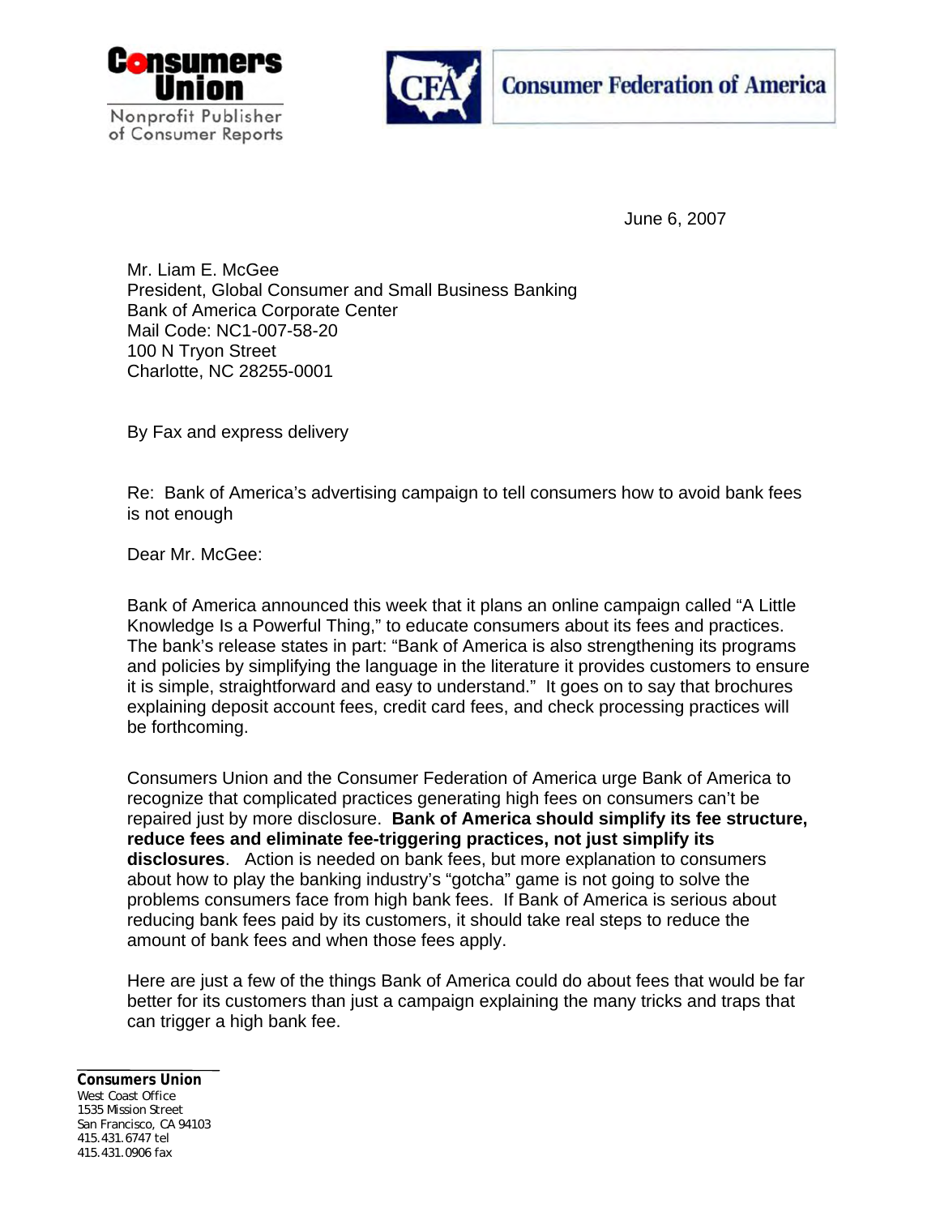**Consumers Union**
Nonprofit Publisher of Consumer Reports

**Consumer Federation of America**

June 6, 2007

Mr. Liam E. McGee
President, Global Consumer and Small Business Banking
Bank of America Corporate Center
Mail Code: NC1-007-58-20
100 N Tryon Street
Charlotte, NC 28255-0001

By Fax and express delivery

Re: Bank of America's advertising campaign to tell consumers how to avoid bank fees is not enough

Dear Mr. McGee:

Bank of America announced this week that it plans an online campaign called "A Little Knowledge Is a Powerful Thing," to educate consumers about its fees and practices. The bank's release states in part: "Bank of America is also strengthening its programs and policies by simplifying the language in the literature it provides customers to ensure it is simple, straightforward and easy to understand." It goes on to say that brochures explaining deposit account fees, credit card fees, and check processing practices will be forthcoming.

Consumers Union and the Consumer Federation of America urge Bank of America to recognize that complicated practices generating high fees on consumers can't be repaired just by more disclosure. **Bank of America should simplify its fee structure, reduce fees and eliminate fee-triggering practices, not just simplify its disclosures**. Action is needed on bank fees, but more explanation to consumers about how to play the banking industry's "gotcha" game is not going to solve the problems consumers face from high bank fees. If Bank of America is serious about reducing bank fees paid by its customers, it should take real steps to reduce the amount of bank fees and when those fees apply.

Here are just a few of the things Bank of America could do about fees that would be far better for its customers than just a campaign explaining the many tricks and traps that can trigger a high bank fee.

**Consumers Union**
West Coast Office
1535 Mission Street
San Francisco, CA 94103
415.431.6747 tel
415.431.0906 fax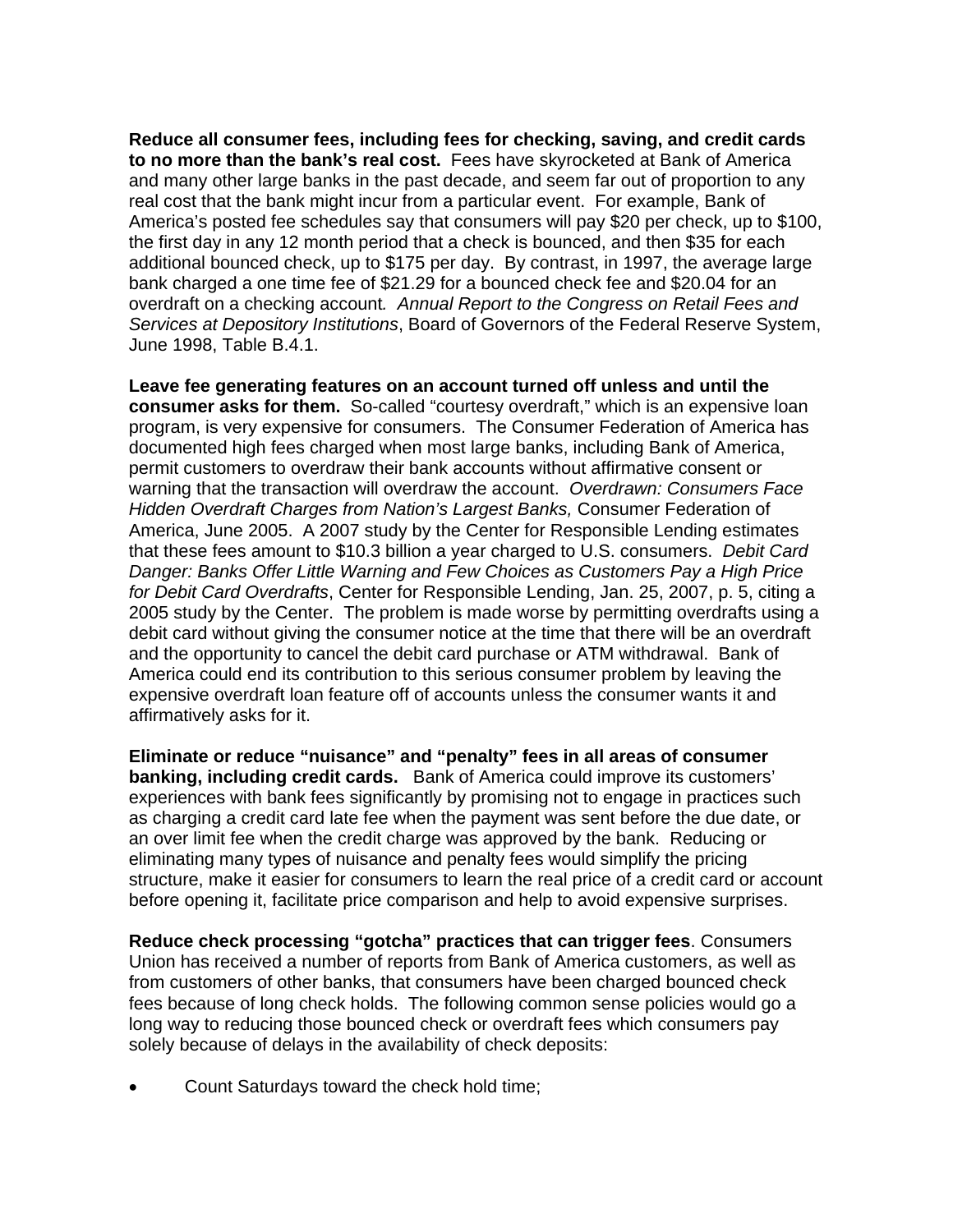**Reduce all consumer fees, including fees for checking, saving, and credit cards to no more than the bank's real cost.** Fees have skyrocketed at Bank of America and many other large banks in the past decade, and seem far out of proportion to any real cost that the bank might incur from a particular event. For example, Bank of America's posted fee schedules say that consumers will pay $20 per check, up to $100, the first day in any 12 month period that a check is bounced, and then $35 for each additional bounced check, up to $175 per day. By contrast, in 1997, the average large bank charged a one time fee of $21.29 for a bounced check fee and $20.04 for an overdraft on a checking account. *Annual Report to the Congress on Retail Fees and Services at Depository Institutions*, Board of Governors of the Federal Reserve System, June 1998, Table B.4.1.

**Leave fee generating features on an account turned off unless and until the consumer asks for them.** So-called "courtesy overdraft," which is an expensive loan program, is very expensive for consumers. The Consumer Federation of America has documented high fees charged when most large banks, including Bank of America, permit customers to overdraw their bank accounts without affirmative consent or warning that the transaction will overdraw the account. *Overdrawn: Consumers Face Hidden Overdraft Charges from Nation's Largest Banks,* Consumer Federation of America, June 2005. A 2007 study by the Center for Responsible Lending estimates that these fees amount to $10.3 billion a year charged to U.S. consumers. *Debit Card Danger: Banks Offer Little Warning and Few Choices as Customers Pay a High Price for Debit Card Overdrafts*, Center for Responsible Lending, Jan. 25, 2007, p. 5, citing a 2005 study by the Center. The problem is made worse by permitting overdrafts using a debit card without giving the consumer notice at the time that there will be an overdraft and the opportunity to cancel the debit card purchase or ATM withdrawal. Bank of America could end its contribution to this serious consumer problem by leaving the expensive overdraft loan feature off of accounts unless the consumer wants it and affirmatively asks for it.

**Eliminate or reduce "nuisance" and "penalty" fees in all areas of consumer banking, including credit cards.** Bank of America could improve its customers' experiences with bank fees significantly by promising not to engage in practices such as charging a credit card late fee when the payment was sent before the due date, or an over limit fee when the credit charge was approved by the bank. Reducing or eliminating many types of nuisance and penalty fees would simplify the pricing structure, make it easier for consumers to learn the real price of a credit card or account before opening it, facilitate price comparison and help to avoid expensive surprises.

**Reduce check processing "gotcha" practices that can trigger fees**. Consumers Union has received a number of reports from Bank of America customers, as well as from customers of other banks, that consumers have been charged bounced check fees because of long check holds. The following common sense policies would go a long way to reducing those bounced check or overdraft fees which consumers pay solely because of delays in the availability of check deposits:

- Count Saturdays toward the check hold time;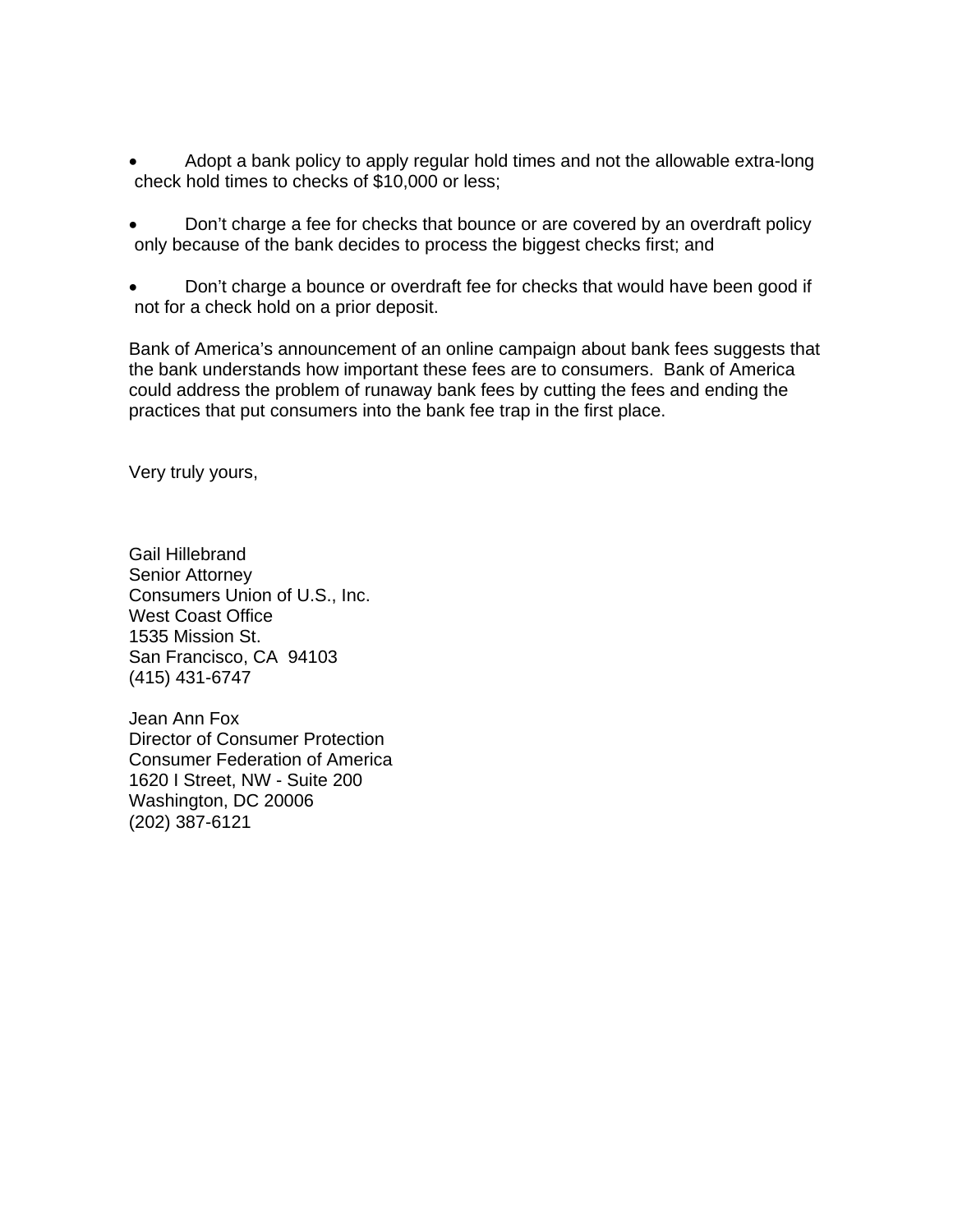- Adopt a bank policy to apply regular hold times and not the allowable extra-long check hold times to checks of $10,000 or less;

- Don't charge a fee for checks that bounce or are covered by an overdraft policy only because of the bank decides to process the biggest checks first; and

- Don't charge a bounce or overdraft fee for checks that would have been good if not for a check hold on a prior deposit.

Bank of America's announcement of an online campaign about bank fees suggests that the bank understands how important these fees are to consumers. Bank of America could address the problem of runaway bank fees by cutting the fees and ending the practices that put consumers into the bank fee trap in the first place.

Very truly yours,

Gail Hillebrand  
Senior Attorney  
Consumers Union of U.S., Inc.  
West Coast Office  
1535 Mission St.  
San Francisco, CA 94103  
(415) 431-6747

Jean Ann Fox  
Director of Consumer Protection  
Consumer Federation of America  
1620 I Street, NW - Suite 200  
Washington, DC 20006  
(202) 387-6121